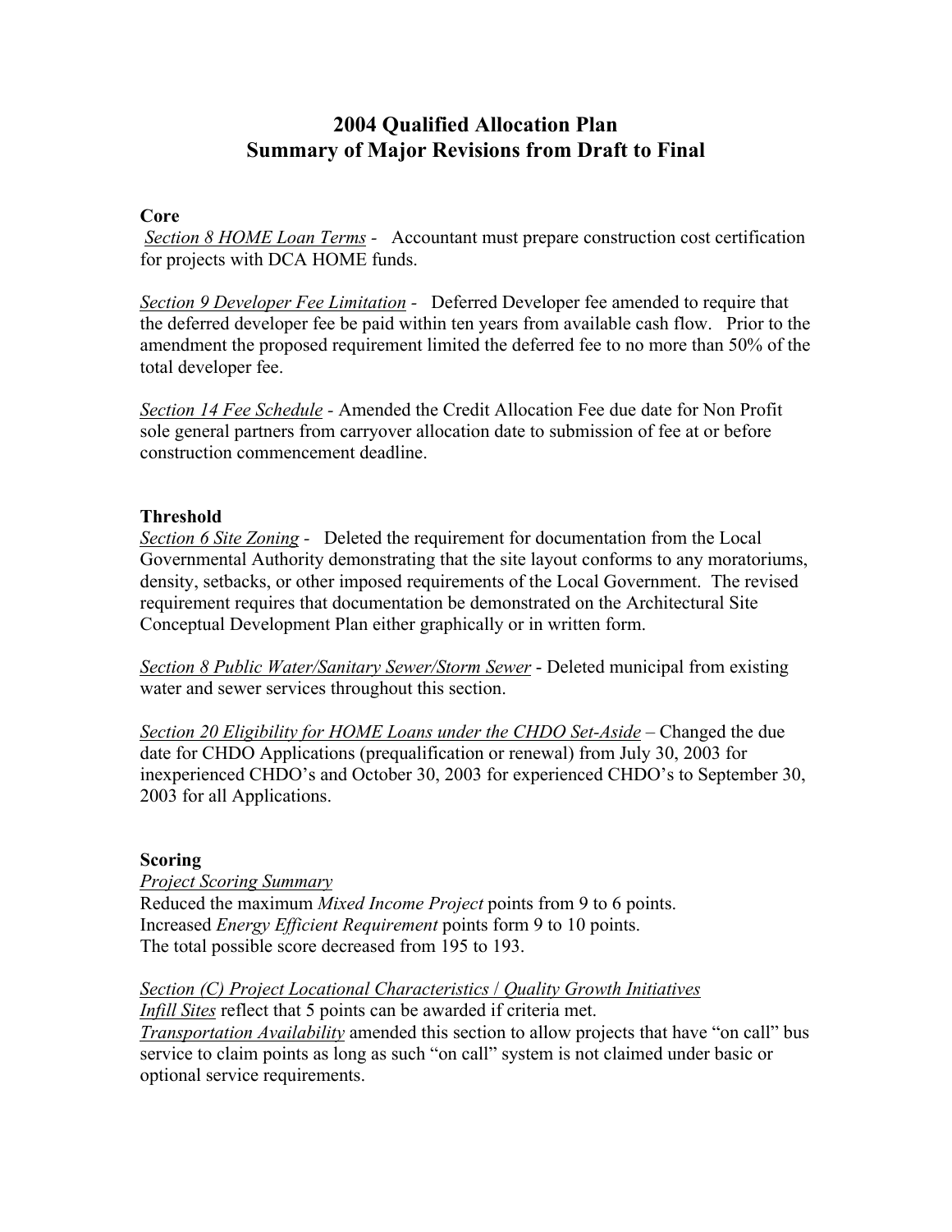# 2004 Qualified Allocation Plan
# Summary of Major Revisions from Draft to Final

**Core**

<u>*Section 8 HOME Loan Terms*</u> - Accountant must prepare construction cost certification for projects with DCA HOME funds.

<u>*Section 9 Developer Fee Limitation*</u> - Deferred Developer fee amended to require that the deferred developer fee be paid within ten years from available cash flow. Prior to the amendment the proposed requirement limited the deferred fee to no more than 50% of the total developer fee.

<u>*Section 14 Fee Schedule*</u> - Amended the Credit Allocation Fee due date for Non Profit sole general partners from carryover allocation date to submission of fee at or before construction commencement deadline.

**Threshold**

<u>*Section 6 Site Zoning*</u> - Deleted the requirement for documentation from the Local Governmental Authority demonstrating that the site layout conforms to any moratoriums, density, setbacks, or other imposed requirements of the Local Government. The revised requirement requires that documentation be demonstrated on the Architectural Site Conceptual Development Plan either graphically or in written form.

<u>*Section 8 Public Water/Sanitary Sewer/Storm Sewer*</u> - Deleted municipal from existing water and sewer services throughout this section.

<u>*Section 20 Eligibility for HOME Loans under the CHDO Set-Aside*</u> – Changed the due date for CHDO Applications (prequalification or renewal) from July 30, 2003 for inexperienced CHDO's and October 30, 2003 for experienced CHDO's to September 30, 2003 for all Applications.

**Scoring**

<u>*Project Scoring Summary*</u>
Reduced the maximum *Mixed Income Project* points from 9 to 6 points.
Increased *Energy Efficient Requirement* points form 9 to 10 points.
The total possible score decreased from 195 to 193.

<u>*Section (C) Project Locational Characteristics*</u> / <u>*Quality Growth Initiatives*</u>
<u>*Infill Sites*</u> reflect that 5 points can be awarded if criteria met.
<u>*Transportation Availability*</u> amended this section to allow projects that have "on call" bus service to claim points as long as such "on call" system is not claimed under basic or optional service requirements.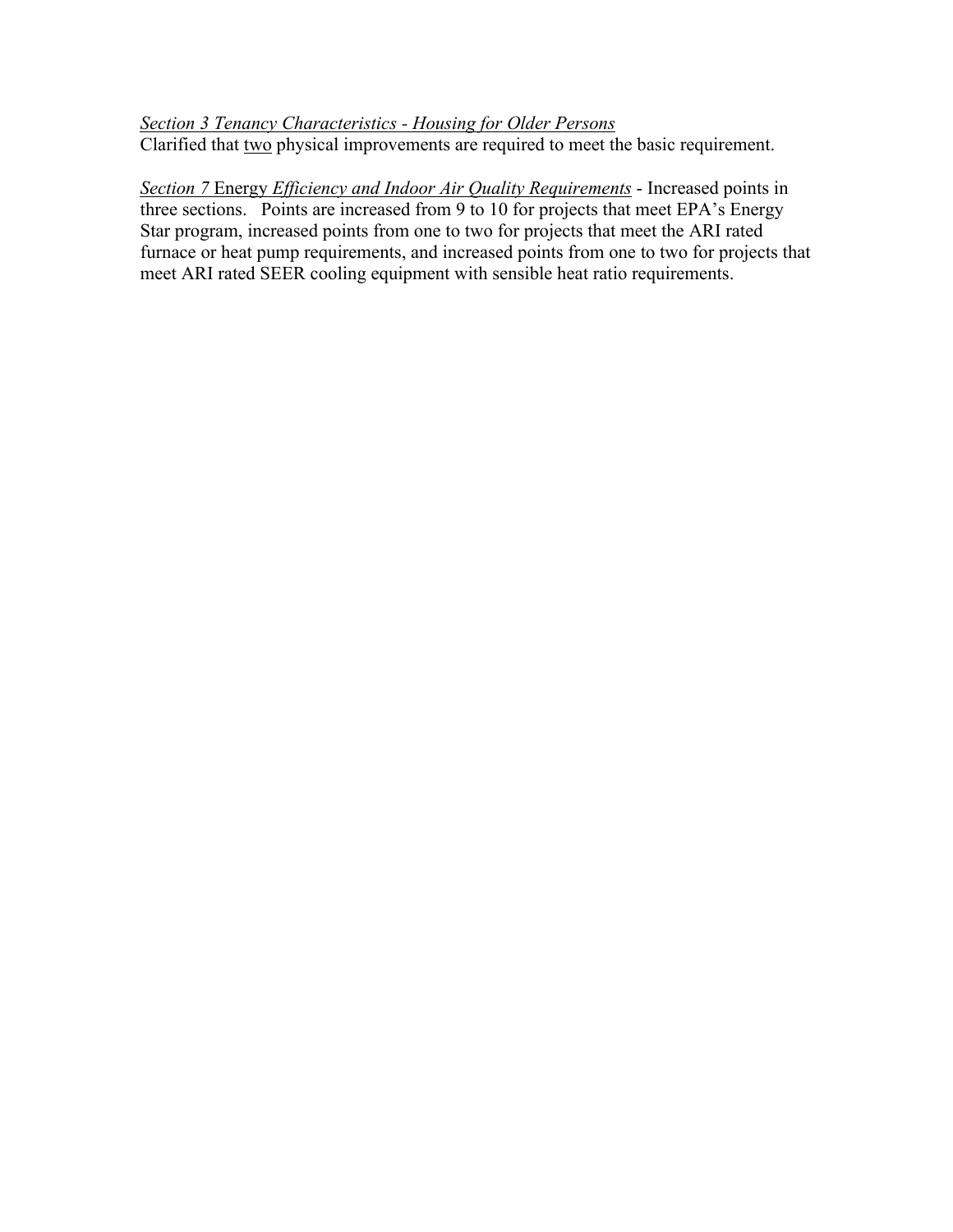<u>*Section 3 Tenancy Characteristics - Housing for Older Persons*</u>
Clarified that <u>two</u> physical improvements are required to meet the basic requirement.

<u>*Section 7* Energy *Efficiency and Indoor Air Quality Requirements*</u> - Increased points in three sections. Points are increased from 9 to 10 for projects that meet EPA's Energy Star program, increased points from one to two for projects that meet the ARI rated furnace or heat pump requirements, and increased points from one to two for projects that meet ARI rated SEER cooling equipment with sensible heat ratio requirements.